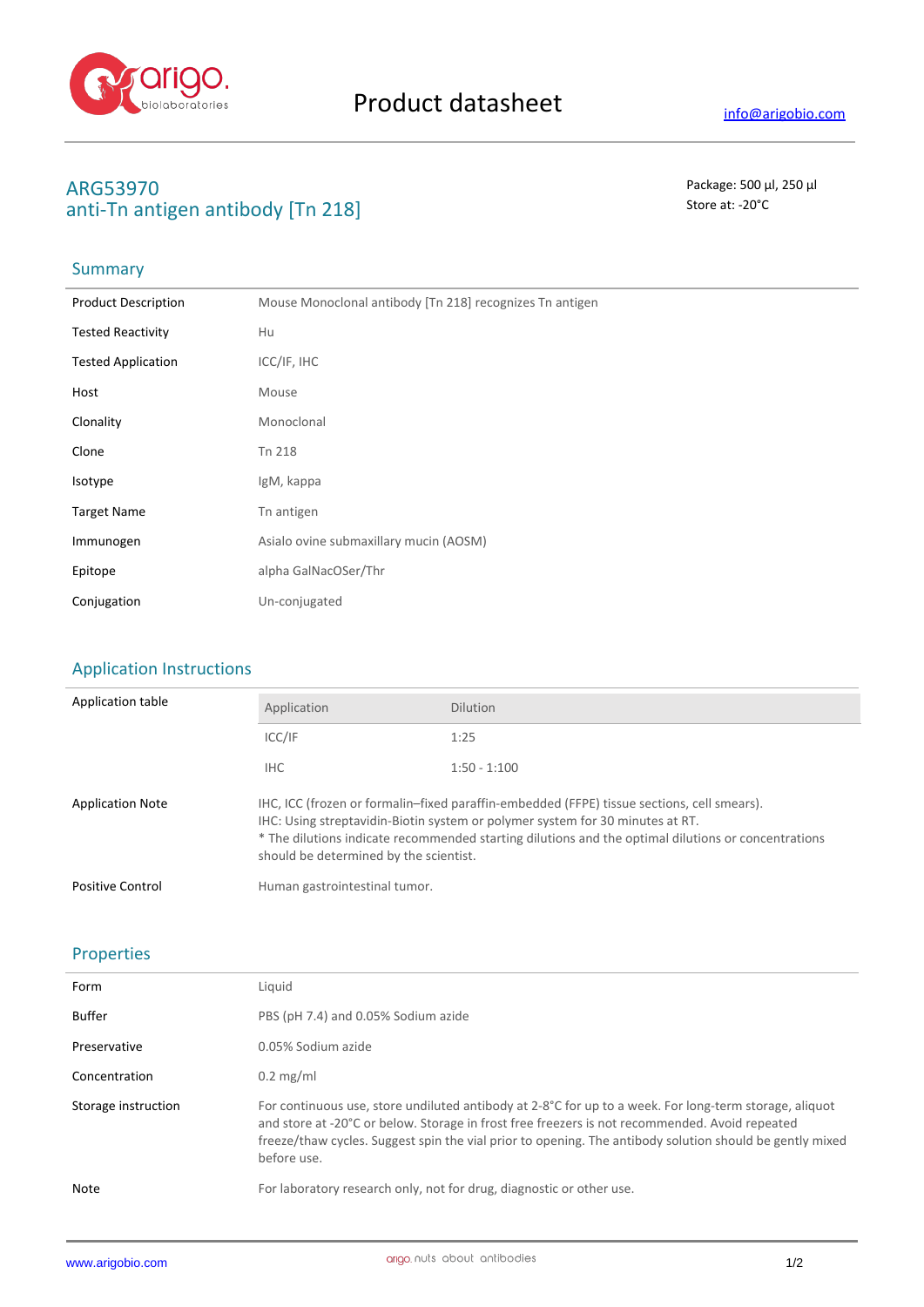# Product datasheet

info@arigobio.com

## ARG53970
## anti-Tn antigen antibody [Tn 218]

Package: 500 μl, 250 μl
Store at: -20°C

### Summary

| | |
|---|---|
| Product Description | Mouse Monoclonal antibody [Tn 218] recognizes Tn antigen |
| Tested Reactivity | Hu |
| Tested Application | ICC/IF, IHC |
| Host | Mouse |
| Clonality | Monoclonal |
| Clone | Tn 218 |
| Isotype | IgM, kappa |
| Target Name | Tn antigen |
| Immunogen | Asialo ovine submaxillary mucin (AOSM) |
| Epitope | alpha GalNacOSer/Thr |
| Conjugation | Un-conjugated |

### Application Instructions

Application table

| Application | Dilution |
|---|---|
| ICC/IF | 1:25 |
| IHC | 1:50 - 1:100 |

| | |
|---|---|
| Application Note | IHC, ICC (frozen or formalin–fixed paraffin-embedded (FFPE) tissue sections, cell smears). IHC: Using streptavidin-Biotin system or polymer system for 30 minutes at RT. * The dilutions indicate recommended starting dilutions and the optimal dilutions or concentrations should be determined by the scientist. |
| Positive Control | Human gastrointestinal tumor. |

### Properties

| | |
|---|---|
| Form | Liquid |
| Buffer | PBS (pH 7.4) and 0.05% Sodium azide |
| Preservative | 0.05% Sodium azide |
| Concentration | 0.2 mg/ml |
| Storage instruction | For continuous use, store undiluted antibody at 2-8°C for up to a week. For long-term storage, aliquot and store at -20°C or below. Storage in frost free freezers is not recommended. Avoid repeated freeze/thaw cycles. Suggest spin the vial prior to opening. The antibody solution should be gently mixed before use. |
| Note | For laboratory research only, not for drug, diagnostic or other use. |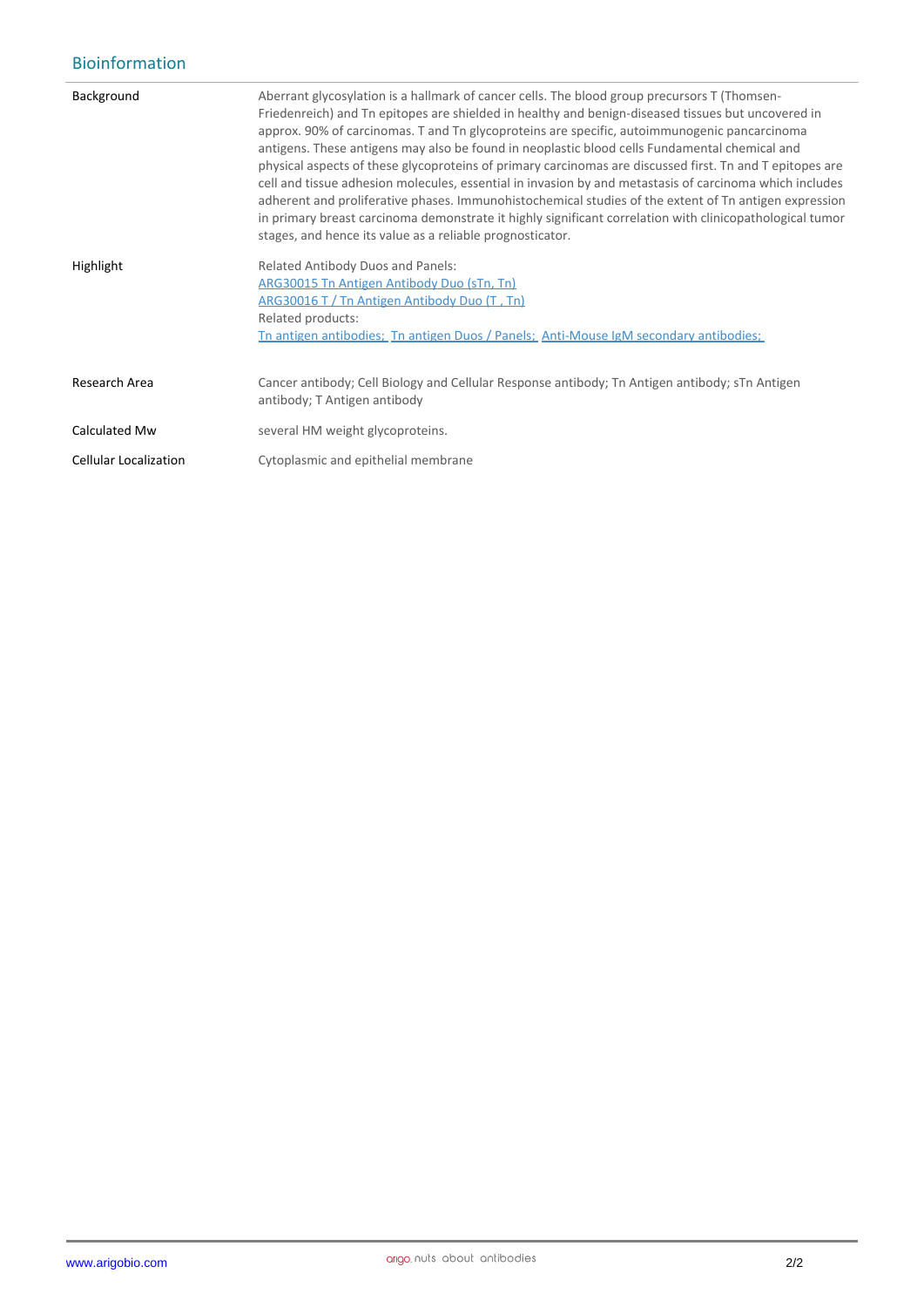## Bioinformation

| | |
|---|---|
| Background | Aberrant glycosylation is a hallmark of cancer cells. The blood group precursors T (Thomsen-Friedenreich) and Tn epitopes are shielded in healthy and benign-diseased tissues but uncovered in approx. 90% of carcinomas. T and Tn glycoproteins are specific, autoimmunogenic pancarcinoma antigens. These antigens may also be found in neoplastic blood cells Fundamental chemical and physical aspects of these glycoproteins of primary carcinomas are discussed first. Tn and T epitopes are cell and tissue adhesion molecules, essential in invasion by and metastasis of carcinoma which includes adherent and proliferative phases. Immunohistochemical studies of the extent of Tn antigen expression in primary breast carcinoma demonstrate it highly significant correlation with clinicopathological tumor stages, and hence its value as a reliable prognosticator. |
| Highlight | Related Antibody Duos and Panels:<br>ARG30015 Tn Antigen Antibody Duo (sTn, Tn)<br>ARG30016 T / Tn Antigen Antibody Duo (T , Tn)<br>Related products:<br>Tn antigen antibodies; Tn antigen Duos / Panels; Anti-Mouse IgM secondary antibodies; |
| Research Area | Cancer antibody; Cell Biology and Cellular Response antibody; Tn Antigen antibody; sTn Antigen antibody; T Antigen antibody |
| Calculated Mw | several HM weight glycoproteins. |
| Cellular Localization | Cytoplasmic and epithelial membrane |